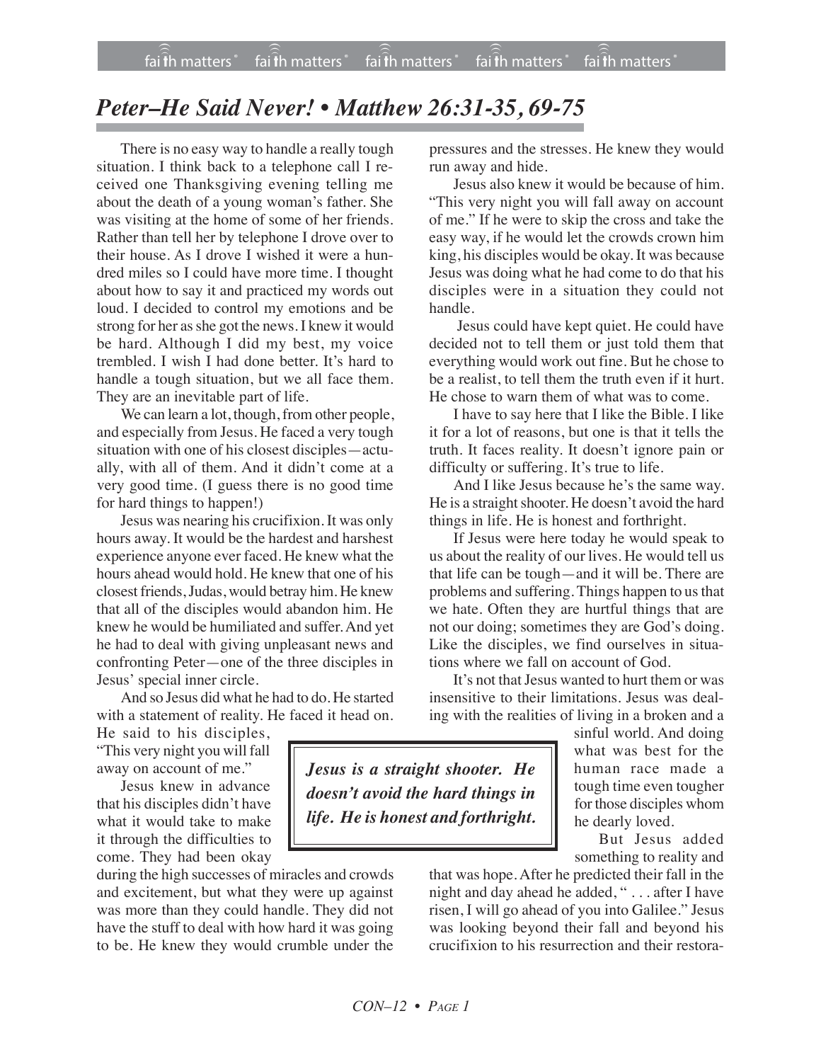# *Peter–He Said Never! • Matthew 26:31-35, 69-75*

There is no easy way to handle a really tough situation. I think back to a telephone call I received one Thanksgiving evening telling me about the death of a young woman's father. She was visiting at the home of some of her friends. Rather than tell her by telephone I drove over to their house. As I drove I wished it were a hundred miles so I could have more time. I thought about how to say it and practiced my words out loud. I decided to control my emotions and be strong for her as she got the news. I knew it would be hard. Although I did my best, my voice trembled. I wish I had done better. It's hard to handle a tough situation, but we all face them. They are an inevitable part of life.

We can learn a lot, though, from other people, and especially from Jesus. He faced a very tough situation with one of his closest disciples—actually, with all of them. And it didn't come at a very good time. (I guess there is no good time for hard things to happen!)

Jesus was nearing his crucifixion. It was only hours away. It would be the hardest and harshest experience anyone ever faced. He knew what the hours ahead would hold. He knew that one of his closest friends, Judas, would betray him. He knew that all of the disciples would abandon him. He knew he would be humiliated and suffer. And yet he had to deal with giving unpleasant news and confronting Peter—one of the three disciples in Jesus' special inner circle.

And so Jesus did what he had to do. He started with a statement of reality. He faced it head on. He said to his disciples, "This very night you will fall away on account of me."

Jesus knew in advance that his disciples didn't have what it would take to make it through the difficulties to come. They had been okay during the high successes of miracles and crowds and excitement, but what they were up against was more than they could handle. They did not have the stuff to deal with how hard it was going to be. He knew they would crumble under the pressures and the stresses. He knew they would run away and hide.

Jesus also knew it would be because of him. "This very night you will fall away on account of me." If he were to skip the cross and take the easy way, if he would let the crowds crown him king, his disciples would be okay. It was because Jesus was doing what he had come to do that his disciples were in a situation they could not handle.

Jesus could have kept quiet. He could have decided not to tell them or just told them that everything would work out fine. But he chose to be a realist, to tell them the truth even if it hurt. He chose to warn them of what was to come.

I have to say here that I like the Bible. I like it for a lot of reasons, but one is that it tells the truth. It faces reality. It doesn't ignore pain or difficulty or suffering. It's true to life.

And I like Jesus because he's the same way. He is a straight shooter. He doesn't avoid the hard things in life. He is honest and forthright.

If Jesus were here today he would speak to us about the reality of our lives. He would tell us that life can be tough—and it will be. There are problems and suffering. Things happen to us that we hate. Often they are hurtful things that are not our doing; sometimes they are God's doing. Like the disciples, we find ourselves in situations where we fall on account of God.

It's not that Jesus wanted to hurt them or was insensitive to their limitations. Jesus was dealing with the realities of living in a broken and a sinful world. And doing what was best for the human race made a tough time even tougher for those disciples whom he dearly loved.

> ***Jesus is a straight shooter. He doesn't avoid the hard things in life. He is honest and forthright.***

But Jesus added something to reality and that was hope. After he predicted their fall in the night and day ahead he added, " . . . after I have risen, I will go ahead of you into Galilee." Jesus was looking beyond their fall and beyond his crucifixion to his resurrection and their restora-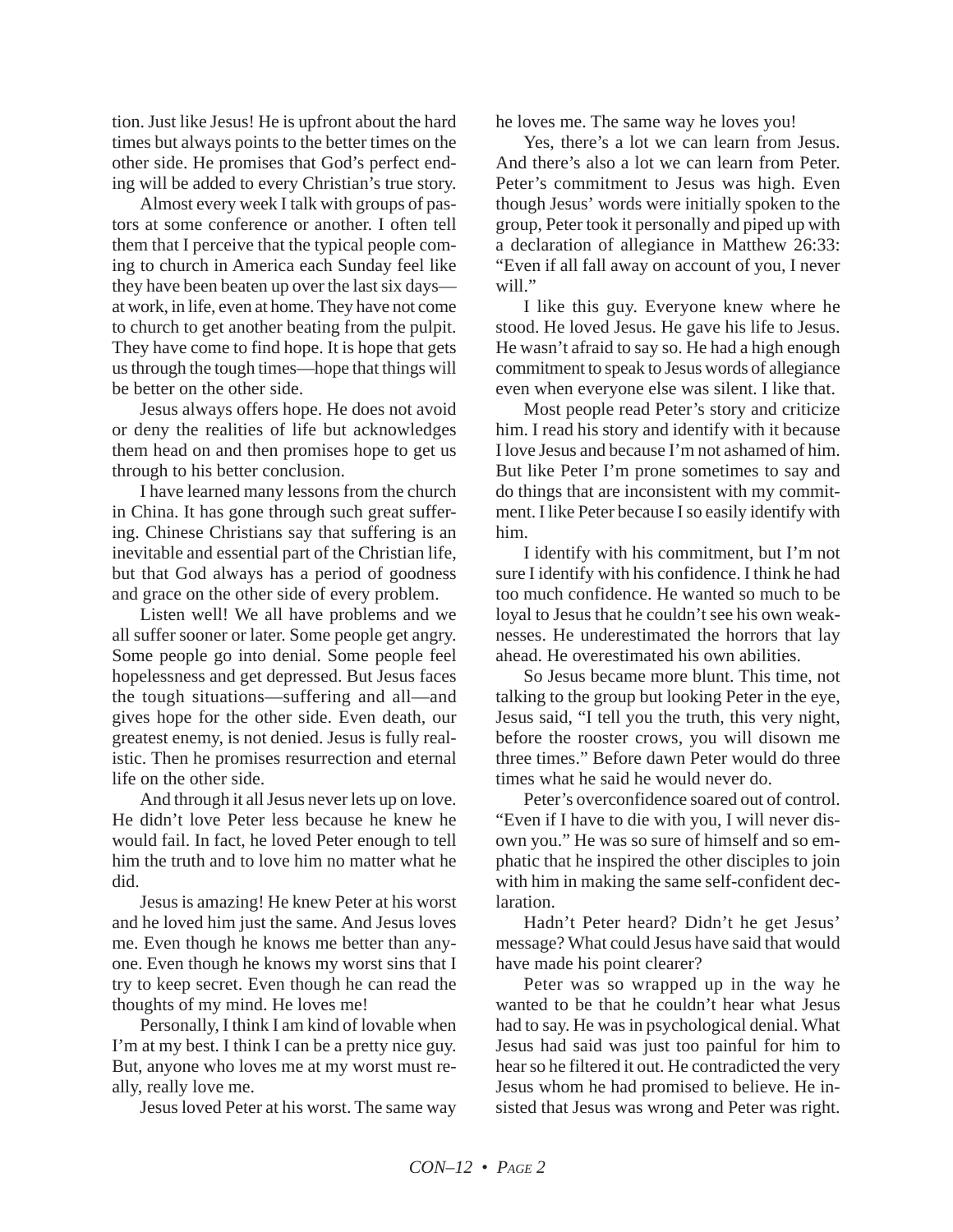tion. Just like Jesus! He is upfront about the hard times but always points to the better times on the other side. He promises that God's perfect ending will be added to every Christian's true story.

Almost every week I talk with groups of pastors at some conference or another. I often tell them that I perceive that the typical people coming to church in America each Sunday feel like they have been beaten up over the last six days—at work, in life, even at home. They have not come to church to get another beating from the pulpit. They have come to find hope. It is hope that gets us through the tough times—hope that things will be better on the other side.

Jesus always offers hope. He does not avoid or deny the realities of life but acknowledges them head on and then promises hope to get us through to his better conclusion.

I have learned many lessons from the church in China. It has gone through such great suffering. Chinese Christians say that suffering is an inevitable and essential part of the Christian life, but that God always has a period of goodness and grace on the other side of every problem.

Listen well! We all have problems and we all suffer sooner or later. Some people get angry. Some people go into denial. Some people feel hopelessness and get depressed. But Jesus faces the tough situations—suffering and all—and gives hope for the other side. Even death, our greatest enemy, is not denied. Jesus is fully realistic. Then he promises resurrection and eternal life on the other side.

And through it all Jesus never lets up on love. He didn't love Peter less because he knew he would fail. In fact, he loved Peter enough to tell him the truth and to love him no matter what he did.

Jesus is amazing! He knew Peter at his worst and he loved him just the same. And Jesus loves me. Even though he knows me better than anyone. Even though he knows my worst sins that I try to keep secret. Even though he can read the thoughts of my mind. He loves me!

Personally, I think I am kind of lovable when I'm at my best. I think I can be a pretty nice guy. But, anyone who loves me at my worst must really, really love me.

Jesus loved Peter at his worst. The same way he loves me. The same way he loves you!

Yes, there's a lot we can learn from Jesus. And there's also a lot we can learn from Peter. Peter's commitment to Jesus was high. Even though Jesus' words were initially spoken to the group, Peter took it personally and piped up with a declaration of allegiance in Matthew 26:33: "Even if all fall away on account of you, I never will."

I like this guy. Everyone knew where he stood. He loved Jesus. He gave his life to Jesus. He wasn't afraid to say so. He had a high enough commitment to speak to Jesus words of allegiance even when everyone else was silent. I like that.

Most people read Peter's story and criticize him. I read his story and identify with it because I love Jesus and because I'm not ashamed of him. But like Peter I'm prone sometimes to say and do things that are inconsistent with my commitment. I like Peter because I so easily identify with him.

I identify with his commitment, but I'm not sure I identify with his confidence. I think he had too much confidence. He wanted so much to be loyal to Jesus that he couldn't see his own weaknesses. He underestimated the horrors that lay ahead. He overestimated his own abilities.

So Jesus became more blunt. This time, not talking to the group but looking Peter in the eye, Jesus said, "I tell you the truth, this very night, before the rooster crows, you will disown me three times." Before dawn Peter would do three times what he said he would never do.

Peter's overconfidence soared out of control. "Even if I have to die with you, I will never disown you." He was so sure of himself and so emphatic that he inspired the other disciples to join with him in making the same self-confident declaration.

Hadn't Peter heard? Didn't he get Jesus' message? What could Jesus have said that would have made his point clearer?

Peter was so wrapped up in the way he wanted to be that he couldn't hear what Jesus had to say. He was in psychological denial. What Jesus had said was just too painful for him to hear so he filtered it out. He contradicted the very Jesus whom he had promised to believe. He insisted that Jesus was wrong and Peter was right.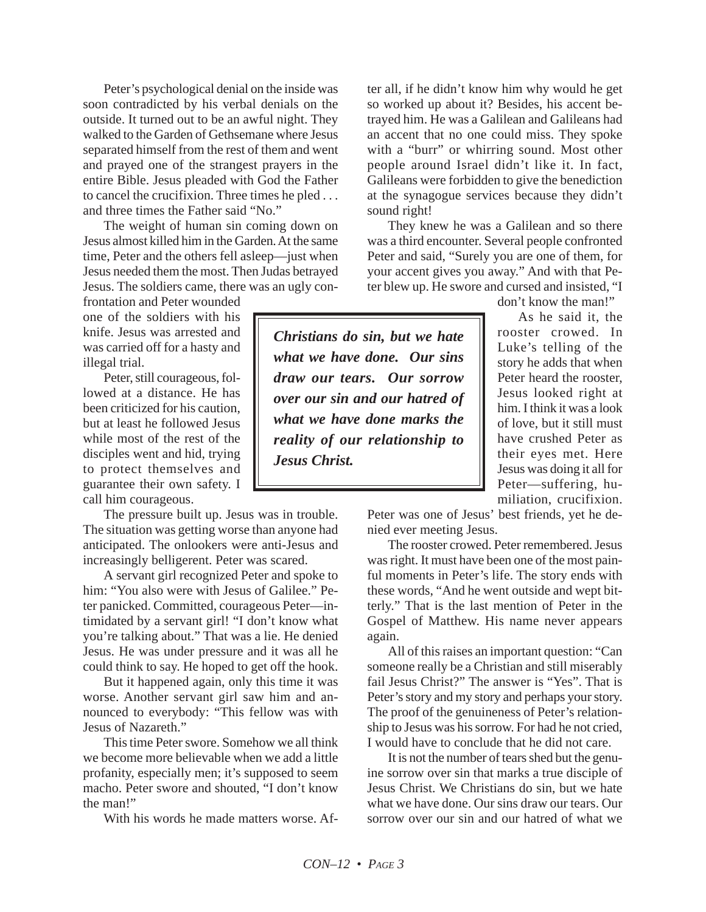Peter's psychological denial on the inside was soon contradicted by his verbal denials on the outside. It turned out to be an awful night. They walked to the Garden of Gethsemane where Jesus separated himself from the rest of them and went and prayed one of the strangest prayers in the entire Bible. Jesus pleaded with God the Father to cancel the crucifixion. Three times he pled . . . and three times the Father said "No."

The weight of human sin coming down on Jesus almost killed him in the Garden. At the same time, Peter and the others fell asleep—just when Jesus needed them the most. Then Judas betrayed Jesus. The soldiers came, there was an ugly confrontation and Peter wounded one of the soldiers with his knife. Jesus was arrested and was carried off for a hasty and illegal trial.

Peter, still courageous, followed at a distance. He has been criticized for his caution, but at least he followed Jesus while most of the rest of the disciples went and hid, trying to protect themselves and guarantee their own safety. I call him courageous.

The pressure built up. Jesus was in trouble. The situation was getting worse than anyone had anticipated. The onlookers were anti-Jesus and increasingly belligerent. Peter was scared.

A servant girl recognized Peter and spoke to him: "You also were with Jesus of Galilee." Peter panicked. Committed, courageous Peter—intimidated by a servant girl! "I don't know what you're talking about." That was a lie. He denied Jesus. He was under pressure and it was all he could think to say. He hoped to get off the hook.

But it happened again, only this time it was worse. Another servant girl saw him and announced to everybody: "This fellow was with Jesus of Nazareth."

This time Peter swore. Somehow we all think we become more believable when we add a little profanity, especially men; it's supposed to seem macho. Peter swore and shouted, "I don't know the man!"

With his words he made matters worse. After all, if he didn't know him why would he get so worked up about it? Besides, his accent betrayed him. He was a Galilean and Galileans had an accent that no one could miss. They spoke with a "burr" or whirring sound. Most other people around Israel didn't like it. In fact, Galileans were forbidden to give the benediction at the synagogue services because they didn't sound right!

They knew he was a Galilean and so there was a third encounter. Several people confronted Peter and said, "Surely you are one of them, for your accent gives you away." And with that Peter blew up. He swore and cursed and insisted, "I don't know the man!"

> ***Christians do sin, but we hate what we have done. Our sins draw our tears. Our sorrow over our sin and our hatred of what we have done marks the reality of our relationship to Jesus Christ.***

As he said it, the rooster crowed. In Luke's telling of the story he adds that when Peter heard the rooster, Jesus looked right at him. I think it was a look of love, but it still must have crushed Peter as their eyes met. Here Jesus was doing it all for Peter—suffering, humiliation, crucifixion. Peter was one of Jesus' best friends, yet he denied ever meeting Jesus.

The rooster crowed. Peter remembered. Jesus was right. It must have been one of the most painful moments in Peter's life. The story ends with these words, "And he went outside and wept bitterly." That is the last mention of Peter in the Gospel of Matthew. His name never appears again.

All of this raises an important question: "Can someone really be a Christian and still miserably fail Jesus Christ?" The answer is "Yes". That is Peter's story and my story and perhaps your story. The proof of the genuineness of Peter's relationship to Jesus was his sorrow. For had he not cried, I would have to conclude that he did not care.

It is not the number of tears shed but the genuine sorrow over sin that marks a true disciple of Jesus Christ. We Christians do sin, but we hate what we have done. Our sins draw our tears. Our sorrow over our sin and our hatred of what we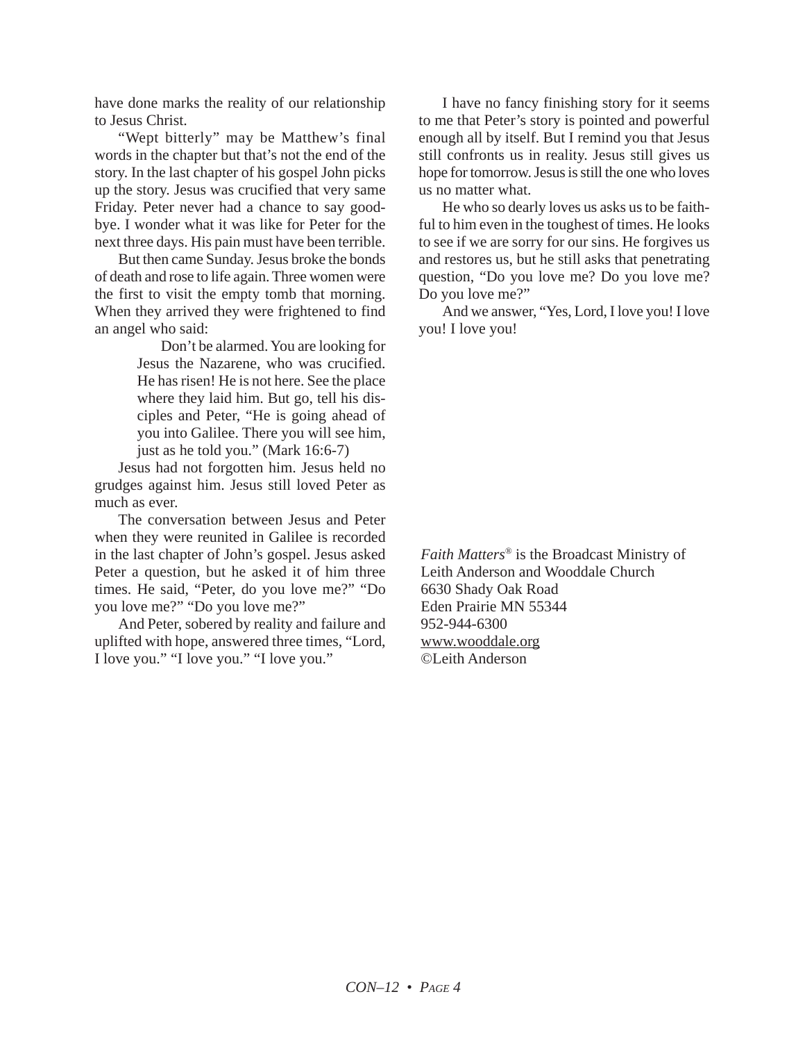have done marks the reality of our relationship to Jesus Christ.

"Wept bitterly" may be Matthew's final words in the chapter but that's not the end of the story. In the last chapter of his gospel John picks up the story. Jesus was crucified that very same Friday. Peter never had a chance to say good-bye. I wonder what it was like for Peter for the next three days. His pain must have been terrible.

But then came Sunday. Jesus broke the bonds of death and rose to life again. Three women were the first to visit the empty tomb that morning. When they arrived they were frightened to find an angel who said:

> Don't be alarmed. You are looking for Jesus the Nazarene, who was crucified. He has risen! He is not here. See the place where they laid him. But go, tell his disciples and Peter, "He is going ahead of you into Galilee. There you will see him, just as he told you." (Mark 16:6-7)

Jesus had not forgotten him. Jesus held no grudges against him. Jesus still loved Peter as much as ever.

The conversation between Jesus and Peter when they were reunited in Galilee is recorded in the last chapter of John's gospel. Jesus asked Peter a question, but he asked it of him three times. He said, "Peter, do you love me?" "Do you love me?" "Do you love me?"

And Peter, sobered by reality and failure and uplifted with hope, answered three times, "Lord, I love you." "I love you." "I love you."

I have no fancy finishing story for it seems to me that Peter's story is pointed and powerful enough all by itself. But I remind you that Jesus still confronts us in reality. Jesus still gives us hope for tomorrow. Jesus is still the one who loves us no matter what.

He who so dearly loves us asks us to be faithful to him even in the toughest of times. He looks to see if we are sorry for our sins. He forgives us and restores us, but he still asks that penetrating question, "Do you love me? Do you love me? Do you love me?"

And we answer, "Yes, Lord, I love you! I love you! I love you!

*Faith Matters*® is the Broadcast Ministry of
Leith Anderson and Wooddale Church
6630 Shady Oak Road
Eden Prairie MN 55344
952-944-6300
www.wooddale.org
©Leith Anderson